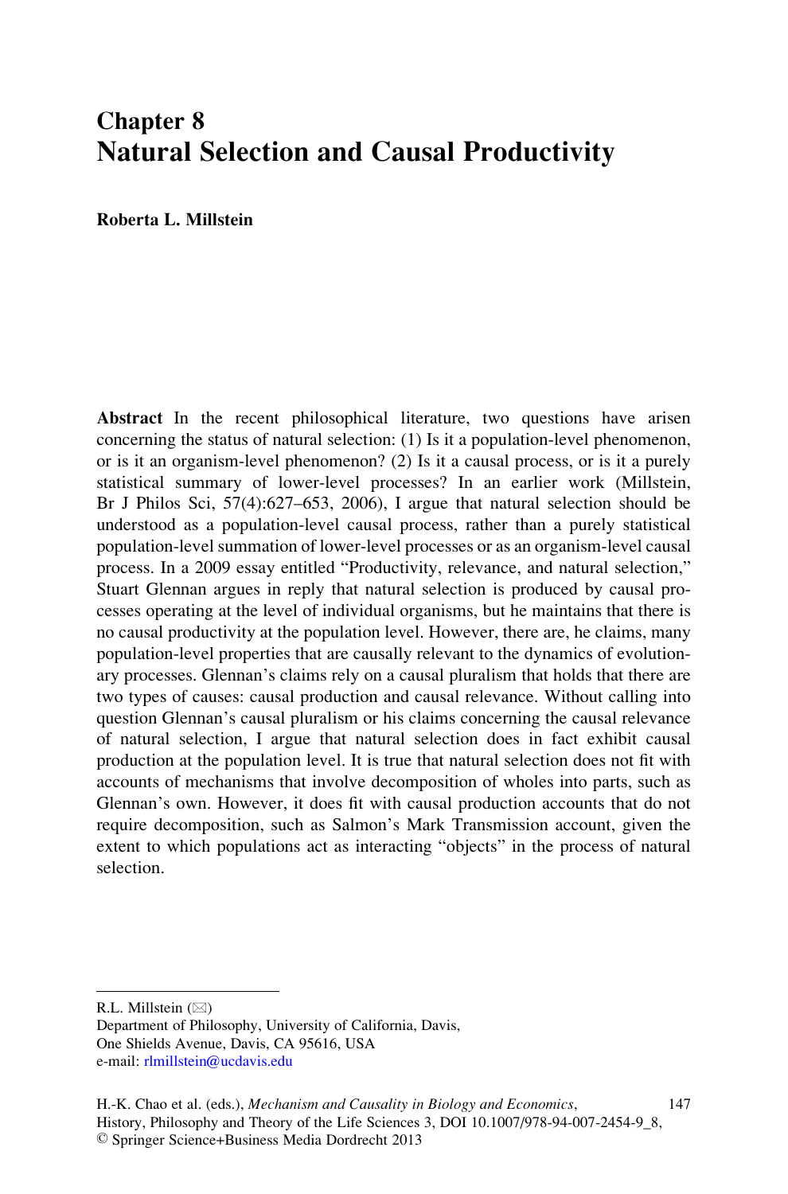# Chapter 8
# Natural Selection and Causal Productivity

**Roberta L. Millstein**

**Abstract** In the recent philosophical literature, two questions have arisen concerning the status of natural selection: (1) Is it a population-level phenomenon, or is it an organism-level phenomenon? (2) Is it a causal process, or is it a purely statistical summary of lower-level processes? In an earlier work (Millstein, Br J Philos Sci, 57(4):627–653, 2006), I argue that natural selection should be understood as a population-level causal process, rather than a purely statistical population-level summation of lower-level processes or as an organism-level causal process. In a 2009 essay entitled "Productivity, relevance, and natural selection," Stuart Glennan argues in reply that natural selection is produced by causal processes operating at the level of individual organisms, but he maintains that there is no causal productivity at the population level. However, there are, he claims, many population-level properties that are causally relevant to the dynamics of evolutionary processes. Glennan's claims rely on a causal pluralism that holds that there are two types of causes: causal production and causal relevance. Without calling into question Glennan's causal pluralism or his claims concerning the causal relevance of natural selection, I argue that natural selection does in fact exhibit causal production at the population level. It is true that natural selection does not fit with accounts of mechanisms that involve decomposition of wholes into parts, such as Glennan's own. However, it does fit with causal production accounts that do not require decomposition, such as Salmon's Mark Transmission account, given the extent to which populations act as interacting "objects" in the process of natural selection.

---

R.L. Millstein (✉)
Department of Philosophy, University of California, Davis,
One Shields Avenue, Davis, CA 95616, USA
e-mail: rlmillstein@ucdavis.edu

H.-K. Chao et al. (eds.), *Mechanism and Causality in Biology and Economics*, History, Philosophy and Theory of the Life Sciences 3, DOI 10.1007/978-94-007-2454-9_8, © Springer Science+Business Media Dordrecht 2013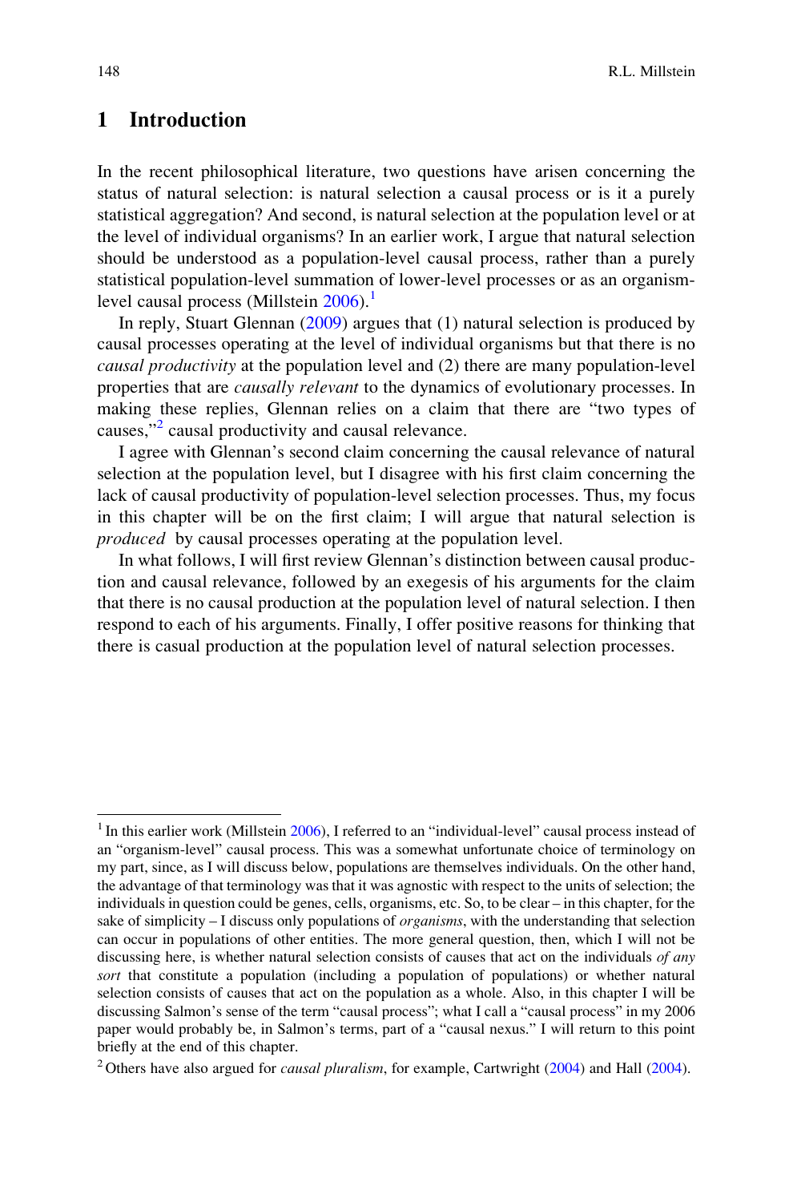# 1 Introduction

In the recent philosophical literature, two questions have arisen concerning the status of natural selection: is natural selection a causal process or is it a purely statistical aggregation? And second, is natural selection at the population level or at the level of individual organisms? In an earlier work, I argue that natural selection should be understood as a population-level causal process, rather than a purely statistical population-level summation of lower-level processes or as an organism-level causal process (Millstein 2006).[1]

In reply, Stuart Glennan (2009) argues that (1) natural selection is produced by causal processes operating at the level of individual organisms but that there is no *causal productivity* at the population level and (2) there are many population-level properties that are *causally relevant* to the dynamics of evolutionary processes. In making these replies, Glennan relies on a claim that there are "two types of causes,"[2] causal productivity and causal relevance.

I agree with Glennan's second claim concerning the causal relevance of natural selection at the population level, but I disagree with his first claim concerning the lack of causal productivity of population-level selection processes. Thus, my focus in this chapter will be on the first claim; I will argue that natural selection is *produced* by causal processes operating at the population level.

In what follows, I will first review Glennan's distinction between causal production and causal relevance, followed by an exegesis of his arguments for the claim that there is no causal production at the population level of natural selection. I then respond to each of his arguments. Finally, I offer positive reasons for thinking that there is casual production at the population level of natural selection processes.

---

[1] In this earlier work (Millstein 2006), I referred to an "individual-level" causal process instead of an "organism-level" causal process. This was a somewhat unfortunate choice of terminology on my part, since, as I will discuss below, populations are themselves individuals. On the other hand, the advantage of that terminology was that it was agnostic with respect to the units of selection; the individuals in question could be genes, cells, organisms, etc. So, to be clear – in this chapter, for the sake of simplicity – I discuss only populations of *organisms*, with the understanding that selection can occur in populations of other entities. The more general question, then, which I will not be discussing here, is whether natural selection consists of causes that act on the individuals *of any sort* that constitute a population (including a population of populations) or whether natural selection consists of causes that act on the population as a whole. Also, in this chapter I will be discussing Salmon's sense of the term "causal process"; what I call a "causal process" in my 2006 paper would probably be, in Salmon's terms, part of a "causal nexus." I will return to this point briefly at the end of this chapter.

[2] Others have also argued for *causal pluralism*, for example, Cartwright (2004) and Hall (2004).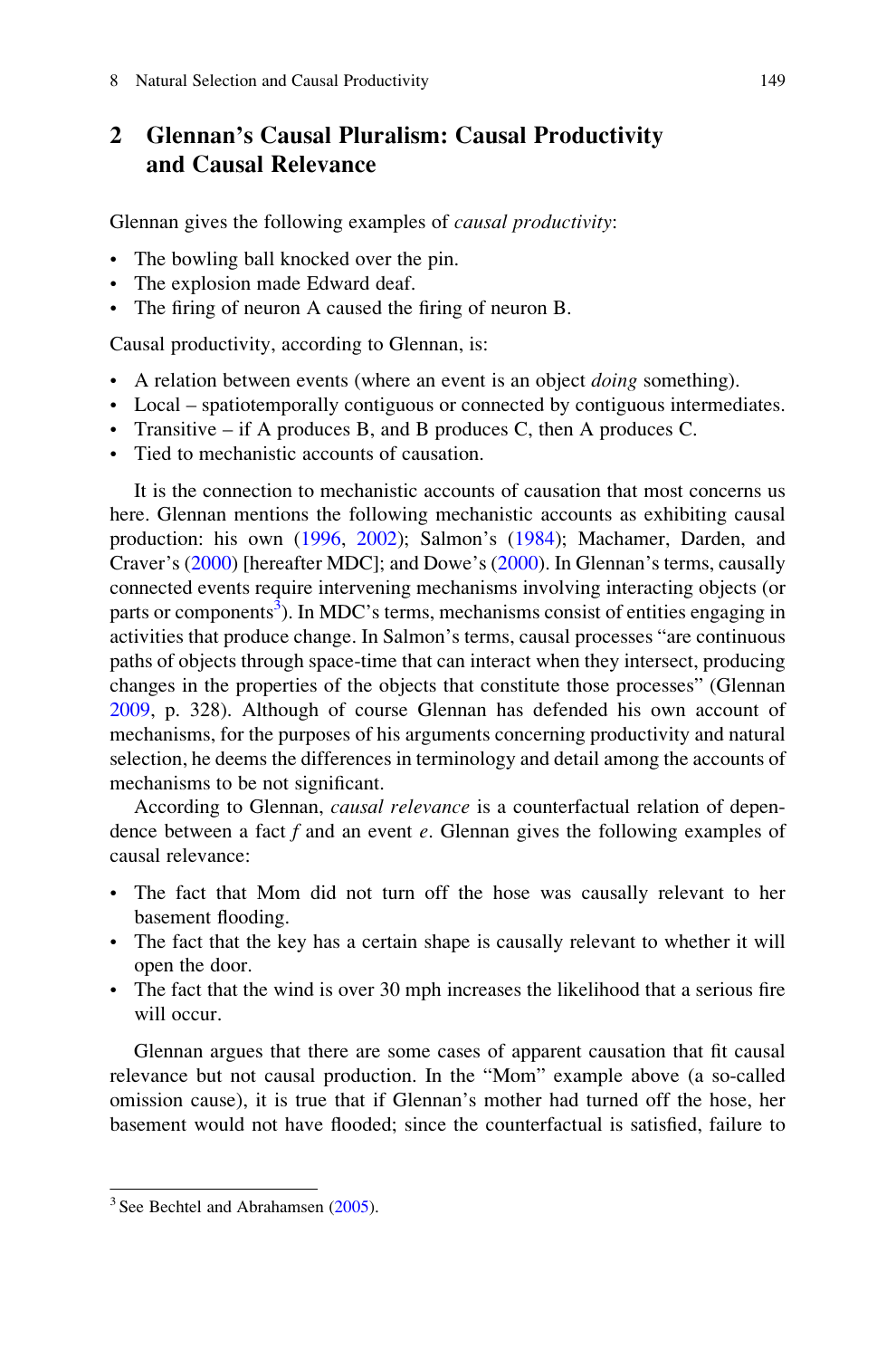## 2 Glennan's Causal Pluralism: Causal Productivity and Causal Relevance

Glennan gives the following examples of *causal productivity*:

- The bowling ball knocked over the pin.
- The explosion made Edward deaf.
- The firing of neuron A caused the firing of neuron B.

Causal productivity, according to Glennan, is:

- A relation between events (where an event is an object *doing* something).
- Local – spatiotemporally contiguous or connected by contiguous intermediates.
- Transitive – if A produces B, and B produces C, then A produces C.
- Tied to mechanistic accounts of causation.

It is the connection to mechanistic accounts of causation that most concerns us here. Glennan mentions the following mechanistic accounts as exhibiting causal production: his own (1996, 2002); Salmon's (1984); Machamer, Darden, and Craver's (2000) [hereafter MDC]; and Dowe's (2000). In Glennan's terms, causally connected events require intervening mechanisms involving interacting objects (or parts or components[3]). In MDC's terms, mechanisms consist of entities engaging in activities that produce change. In Salmon's terms, causal processes "are continuous paths of objects through space-time that can interact when they intersect, producing changes in the properties of the objects that constitute those processes" (Glennan 2009, p. 328). Although of course Glennan has defended his own account of mechanisms, for the purposes of his arguments concerning productivity and natural selection, he deems the differences in terminology and detail among the accounts of mechanisms to be not significant.

According to Glennan, *causal relevance* is a counterfactual relation of dependence between a fact *f* and an event *e*. Glennan gives the following examples of causal relevance:

- The fact that Mom did not turn off the hose was causally relevant to her basement flooding.
- The fact that the key has a certain shape is causally relevant to whether it will open the door.
- The fact that the wind is over 30 mph increases the likelihood that a serious fire will occur.

Glennan argues that there are some cases of apparent causation that fit causal relevance but not causal production. In the "Mom" example above (a so-called omission cause), it is true that if Glennan's mother had turned off the hose, her basement would not have flooded; since the counterfactual is satisfied, failure to

[3] See Bechtel and Abrahamsen (2005).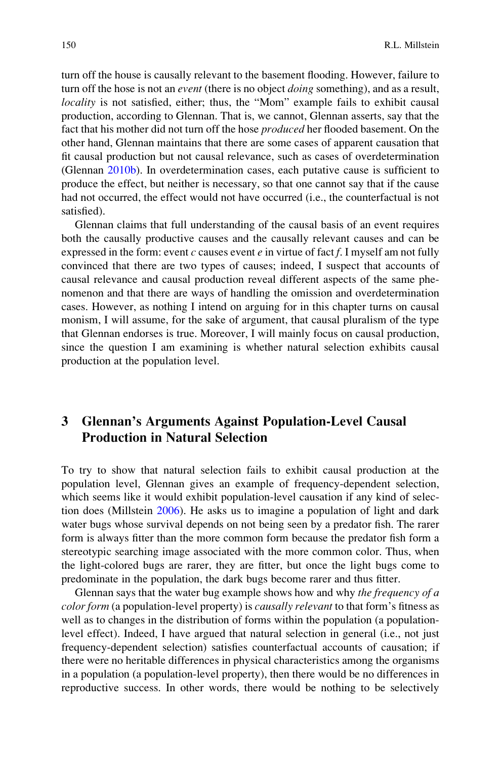turn off the house is causally relevant to the basement flooding. However, failure to turn off the hose is not an *event* (there is no object *doing* something), and as a result, *locality* is not satisfied, either; thus, the "Mom" example fails to exhibit causal production, according to Glennan. That is, we cannot, Glennan asserts, say that the fact that his mother did not turn off the hose *produced* her flooded basement. On the other hand, Glennan maintains that there are some cases of apparent causation that fit causal production but not causal relevance, such as cases of overdetermination (Glennan 2010b). In overdetermination cases, each putative cause is sufficient to produce the effect, but neither is necessary, so that one cannot say that if the cause had not occurred, the effect would not have occurred (i.e., the counterfactual is not satisfied).

Glennan claims that full understanding of the causal basis of an event requires both the causally productive causes and the causally relevant causes and can be expressed in the form: event *c* causes event *e* in virtue of fact *f*. I myself am not fully convinced that there are two types of causes; indeed, I suspect that accounts of causal relevance and causal production reveal different aspects of the same phenomenon and that there are ways of handling the omission and overdetermination cases. However, as nothing I intend on arguing for in this chapter turns on causal monism, I will assume, for the sake of argument, that causal pluralism of the type that Glennan endorses is true. Moreover, I will mainly focus on causal production, since the question I am examining is whether natural selection exhibits causal production at the population level.

## 3 Glennan's Arguments Against Population-Level Causal Production in Natural Selection

To try to show that natural selection fails to exhibit causal production at the population level, Glennan gives an example of frequency-dependent selection, which seems like it would exhibit population-level causation if any kind of selection does (Millstein 2006). He asks us to imagine a population of light and dark water bugs whose survival depends on not being seen by a predator fish. The rarer form is always fitter than the more common form because the predator fish form a stereotypic searching image associated with the more common color. Thus, when the light-colored bugs are rarer, they are fitter, but once the light bugs come to predominate in the population, the dark bugs become rarer and thus fitter.

Glennan says that the water bug example shows how and why *the frequency of a color form* (a population-level property) is *causally relevant* to that form's fitness as well as to changes in the distribution of forms within the population (a population-level effect). Indeed, I have argued that natural selection in general (i.e., not just frequency-dependent selection) satisfies counterfactual accounts of causation; if there were no heritable differences in physical characteristics among the organisms in a population (a population-level property), then there would be no differences in reproductive success. In other words, there would be nothing to be selectively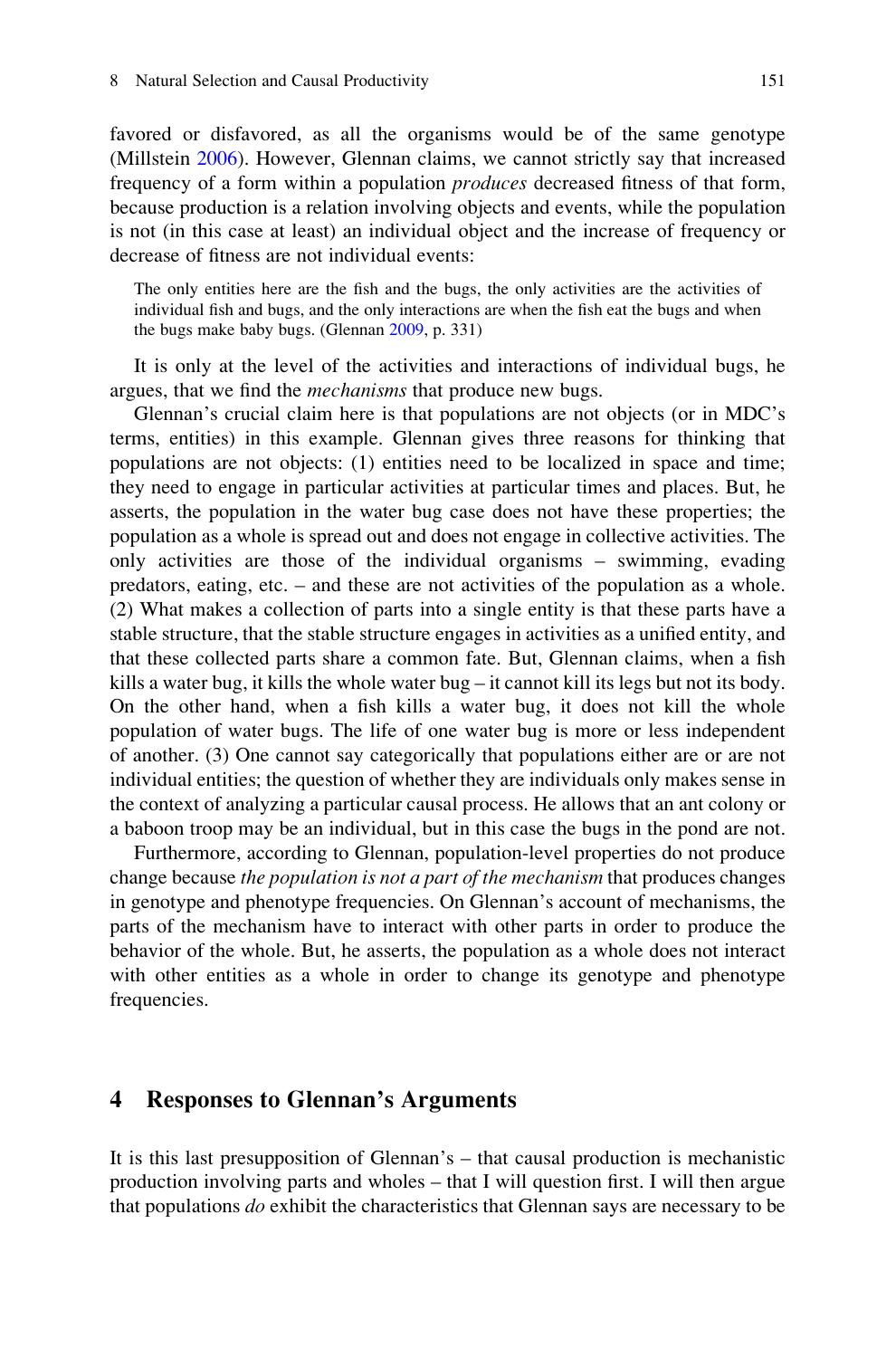favored or disfavored, as all the organisms would be of the same genotype (Millstein 2006). However, Glennan claims, we cannot strictly say that increased frequency of a form within a population *produces* decreased fitness of that form, because production is a relation involving objects and events, while the population is not (in this case at least) an individual object and the increase of frequency or decrease of fitness are not individual events:

> The only entities here are the fish and the bugs, the only activities are the activities of individual fish and bugs, and the only interactions are when the fish eat the bugs and when the bugs make baby bugs. (Glennan 2009, p. 331)

It is only at the level of the activities and interactions of individual bugs, he argues, that we find the *mechanisms* that produce new bugs.

Glennan's crucial claim here is that populations are not objects (or in MDC's terms, entities) in this example. Glennan gives three reasons for thinking that populations are not objects: (1) entities need to be localized in space and time; they need to engage in particular activities at particular times and places. But, he asserts, the population in the water bug case does not have these properties; the population as a whole is spread out and does not engage in collective activities. The only activities are those of the individual organisms – swimming, evading predators, eating, etc. – and these are not activities of the population as a whole. (2) What makes a collection of parts into a single entity is that these parts have a stable structure, that the stable structure engages in activities as a unified entity, and that these collected parts share a common fate. But, Glennan claims, when a fish kills a water bug, it kills the whole water bug – it cannot kill its legs but not its body. On the other hand, when a fish kills a water bug, it does not kill the whole population of water bugs. The life of one water bug is more or less independent of another. (3) One cannot say categorically that populations either are or are not individual entities; the question of whether they are individuals only makes sense in the context of analyzing a particular causal process. He allows that an ant colony or a baboon troop may be an individual, but in this case the bugs in the pond are not.

Furthermore, according to Glennan, population-level properties do not produce change because *the population is not a part of the mechanism* that produces changes in genotype and phenotype frequencies. On Glennan's account of mechanisms, the parts of the mechanism have to interact with other parts in order to produce the behavior of the whole. But, he asserts, the population as a whole does not interact with other entities as a whole in order to change its genotype and phenotype frequencies.

## 4 Responses to Glennan's Arguments

It is this last presupposition of Glennan's – that causal production is mechanistic production involving parts and wholes – that I will question first. I will then argue that populations *do* exhibit the characteristics that Glennan says are necessary to be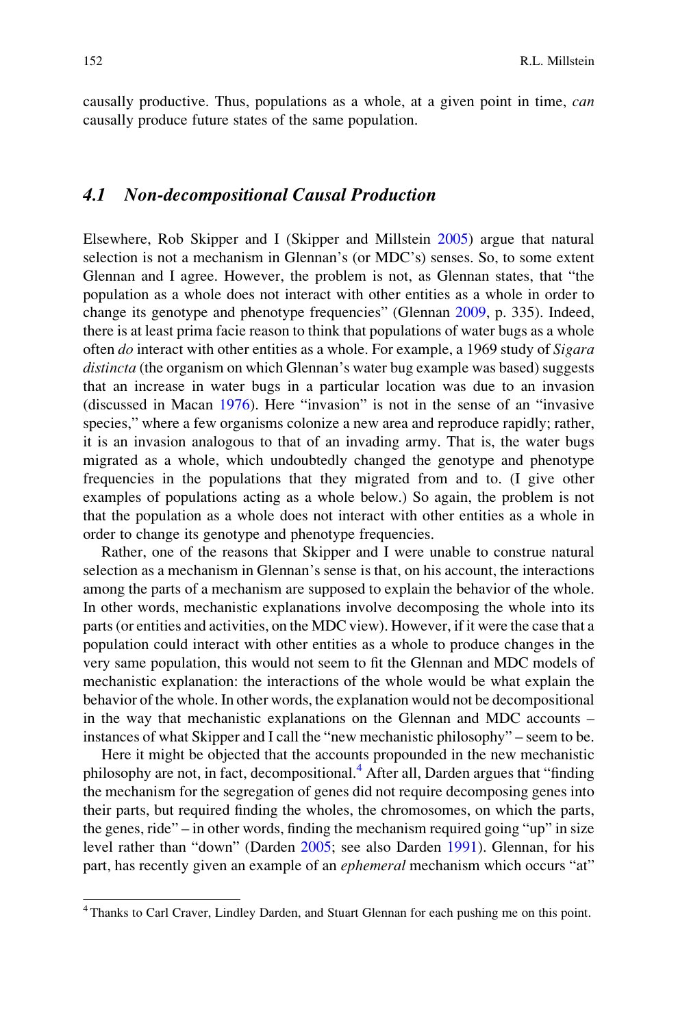causally productive. Thus, populations as a whole, at a given point in time, *can* causally produce future states of the same population.

### 4.1 Non-decompositional Causal Production

Elsewhere, Rob Skipper and I (Skipper and Millstein 2005) argue that natural selection is not a mechanism in Glennan's (or MDC's) senses. So, to some extent Glennan and I agree. However, the problem is not, as Glennan states, that "the population as a whole does not interact with other entities as a whole in order to change its genotype and phenotype frequencies" (Glennan 2009, p. 335). Indeed, there is at least prima facie reason to think that populations of water bugs as a whole often *do* interact with other entities as a whole. For example, a 1969 study of *Sigara distincta* (the organism on which Glennan's water bug example was based) suggests that an increase in water bugs in a particular location was due to an invasion (discussed in Macan 1976). Here "invasion" is not in the sense of an "invasive species," where a few organisms colonize a new area and reproduce rapidly; rather, it is an invasion analogous to that of an invading army. That is, the water bugs migrated as a whole, which undoubtedly changed the genotype and phenotype frequencies in the populations that they migrated from and to. (I give other examples of populations acting as a whole below.) So again, the problem is not that the population as a whole does not interact with other entities as a whole in order to change its genotype and phenotype frequencies.

Rather, one of the reasons that Skipper and I were unable to construe natural selection as a mechanism in Glennan's sense is that, on his account, the interactions among the parts of a mechanism are supposed to explain the behavior of the whole. In other words, mechanistic explanations involve decomposing the whole into its parts (or entities and activities, on the MDC view). However, if it were the case that a population could interact with other entities as a whole to produce changes in the very same population, this would not seem to fit the Glennan and MDC models of mechanistic explanation: the interactions of the whole would be what explain the behavior of the whole. In other words, the explanation would not be decompositional in the way that mechanistic explanations on the Glennan and MDC accounts – instances of what Skipper and I call the "new mechanistic philosophy" – seem to be.

Here it might be objected that the accounts propounded in the new mechanistic philosophy are not, in fact, decompositional.[4] After all, Darden argues that "finding the mechanism for the segregation of genes did not require decomposing genes into their parts, but required finding the wholes, the chromosomes, on which the parts, the genes, ride" – in other words, finding the mechanism required going "up" in size level rather than "down" (Darden 2005; see also Darden 1991). Glennan, for his part, has recently given an example of an *ephemeral* mechanism which occurs "at"

[4] Thanks to Carl Craver, Lindley Darden, and Stuart Glennan for each pushing me on this point.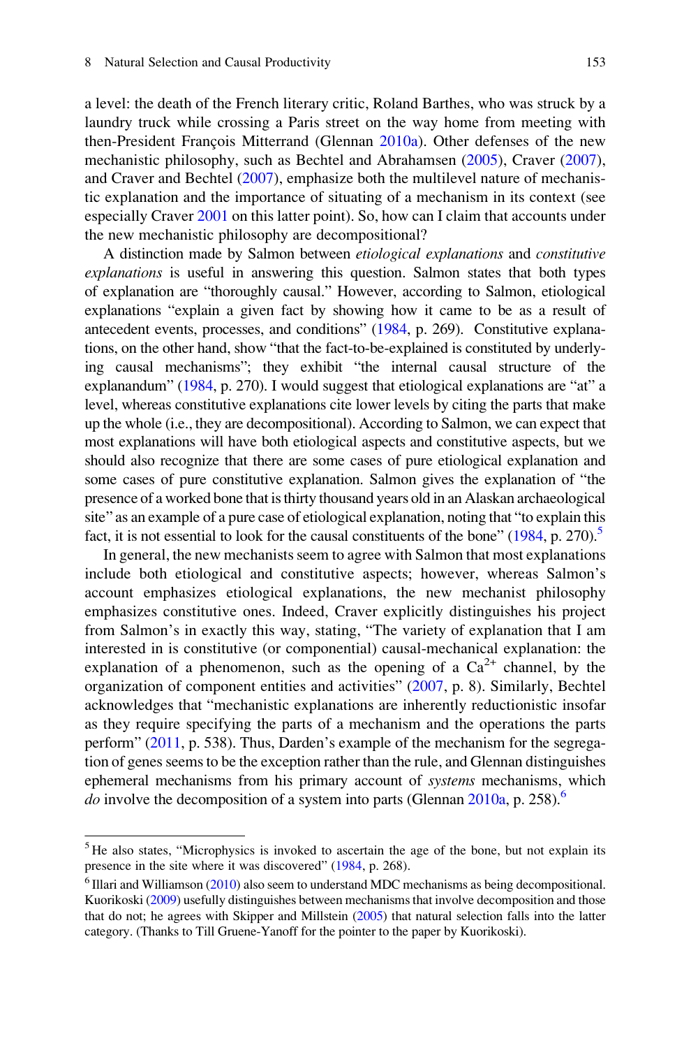a level: the death of the French literary critic, Roland Barthes, who was struck by a laundry truck while crossing a Paris street on the way home from meeting with then-President François Mitterrand (Glennan 2010a). Other defenses of the new mechanistic philosophy, such as Bechtel and Abrahamsen (2005), Craver (2007), and Craver and Bechtel (2007), emphasize both the multilevel nature of mechanistic explanation and the importance of situating of a mechanism in its context (see especially Craver 2001 on this latter point). So, how can I claim that accounts under the new mechanistic philosophy are decompositional?

A distinction made by Salmon between *etiological explanations* and *constitutive explanations* is useful in answering this question. Salmon states that both types of explanation are "thoroughly causal." However, according to Salmon, etiological explanations "explain a given fact by showing how it came to be as a result of antecedent events, processes, and conditions" (1984, p. 269). Constitutive explanations, on the other hand, show "that the fact-to-be-explained is constituted by underlying causal mechanisms"; they exhibit "the internal causal structure of the explanandum" (1984, p. 270). I would suggest that etiological explanations are "at" a level, whereas constitutive explanations cite lower levels by citing the parts that make up the whole (i.e., they are decompositional). According to Salmon, we can expect that most explanations will have both etiological aspects and constitutive aspects, but we should also recognize that there are some cases of pure etiological explanation and some cases of pure constitutive explanation. Salmon gives the explanation of "the presence of a worked bone that is thirty thousand years old in an Alaskan archaeological site" as an example of a pure case of etiological explanation, noting that "to explain this fact, it is not essential to look for the causal constituents of the bone" (1984, p. 270).[5]

In general, the new mechanists seem to agree with Salmon that most explanations include both etiological and constitutive aspects; however, whereas Salmon's account emphasizes etiological explanations, the new mechanist philosophy emphasizes constitutive ones. Indeed, Craver explicitly distinguishes his project from Salmon's in exactly this way, stating, "The variety of explanation that I am interested in is constitutive (or componential) causal-mechanical explanation: the explanation of a phenomenon, such as the opening of a $Ca^{2+}$ channel, by the organization of component entities and activities" (2007, p. 8). Similarly, Bechtel acknowledges that "mechanistic explanations are inherently reductionistic insofar as they require specifying the parts of a mechanism and the operations the parts perform" (2011, p. 538). Thus, Darden's example of the mechanism for the segregation of genes seems to be the exception rather than the rule, and Glennan distinguishes ephemeral mechanisms from his primary account of *systems* mechanisms, which *do* involve the decomposition of a system into parts (Glennan 2010a, p. 258).[6]

---

[5] He also states, "Microphysics is invoked to ascertain the age of the bone, but not explain its presence in the site where it was discovered" (1984, p. 268).

[6] Illari and Williamson (2010) also seem to understand MDC mechanisms as being decompositional. Kuorikoski (2009) usefully distinguishes between mechanisms that involve decomposition and those that do not; he agrees with Skipper and Millstein (2005) that natural selection falls into the latter category. (Thanks to Till Gruene-Yanoff for the pointer to the paper by Kuorikoski).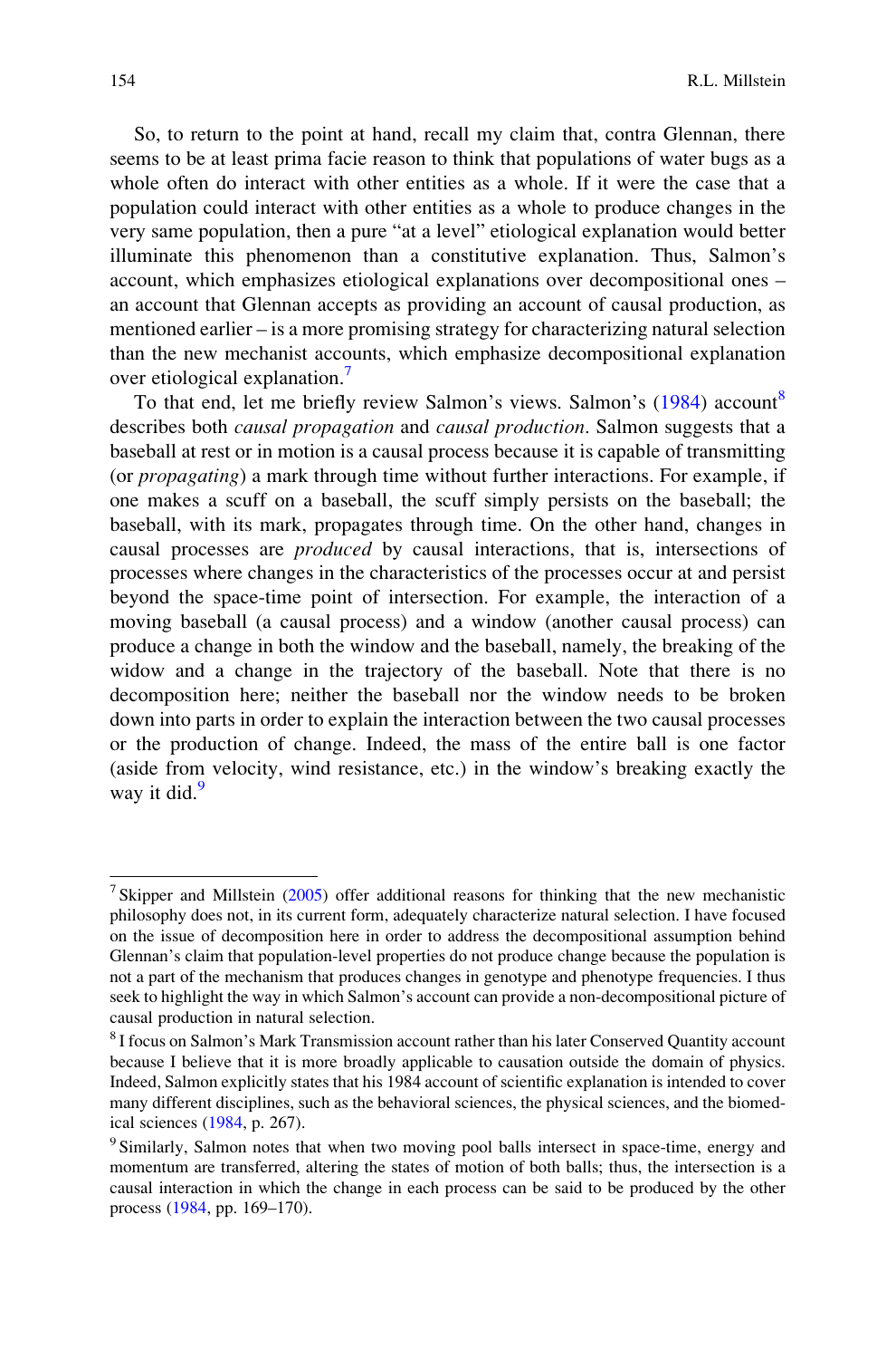So, to return to the point at hand, recall my claim that, contra Glennan, there seems to be at least prima facie reason to think that populations of water bugs as a whole often do interact with other entities as a whole. If it were the case that a population could interact with other entities as a whole to produce changes in the very same population, then a pure "at a level" etiological explanation would better illuminate this phenomenon than a constitutive explanation. Thus, Salmon's account, which emphasizes etiological explanations over decompositional ones – an account that Glennan accepts as providing an account of causal production, as mentioned earlier – is a more promising strategy for characterizing natural selection than the new mechanist accounts, which emphasize decompositional explanation over etiological explanation.[7]

To that end, let me briefly review Salmon's views. Salmon's (1984) account[8] describes both *causal propagation* and *causal production*. Salmon suggests that a baseball at rest or in motion is a causal process because it is capable of transmitting (or *propagating*) a mark through time without further interactions. For example, if one makes a scuff on a baseball, the scuff simply persists on the baseball; the baseball, with its mark, propagates through time. On the other hand, changes in causal processes are *produced* by causal interactions, that is, intersections of processes where changes in the characteristics of the processes occur at and persist beyond the space-time point of intersection. For example, the interaction of a moving baseball (a causal process) and a window (another causal process) can produce a change in both the window and the baseball, namely, the breaking of the widow and a change in the trajectory of the baseball. Note that there is no decomposition here; neither the baseball nor the window needs to be broken down into parts in order to explain the interaction between the two causal processes or the production of change. Indeed, the mass of the entire ball is one factor (aside from velocity, wind resistance, etc.) in the window's breaking exactly the way it did.[9]

---

[7] Skipper and Millstein (2005) offer additional reasons for thinking that the new mechanistic philosophy does not, in its current form, adequately characterize natural selection. I have focused on the issue of decomposition here in order to address the decompositional assumption behind Glennan's claim that population-level properties do not produce change because the population is not a part of the mechanism that produces changes in genotype and phenotype frequencies. I thus seek to highlight the way in which Salmon's account can provide a non-decompositional picture of causal production in natural selection.

[8] I focus on Salmon's Mark Transmission account rather than his later Conserved Quantity account because I believe that it is more broadly applicable to causation outside the domain of physics. Indeed, Salmon explicitly states that his 1984 account of scientific explanation is intended to cover many different disciplines, such as the behavioral sciences, the physical sciences, and the biomedical sciences (1984, p. 267).

[9] Similarly, Salmon notes that when two moving pool balls intersect in space-time, energy and momentum are transferred, altering the states of motion of both balls; thus, the intersection is a causal interaction in which the change in each process can be said to be produced by the other process (1984, pp. 169–170).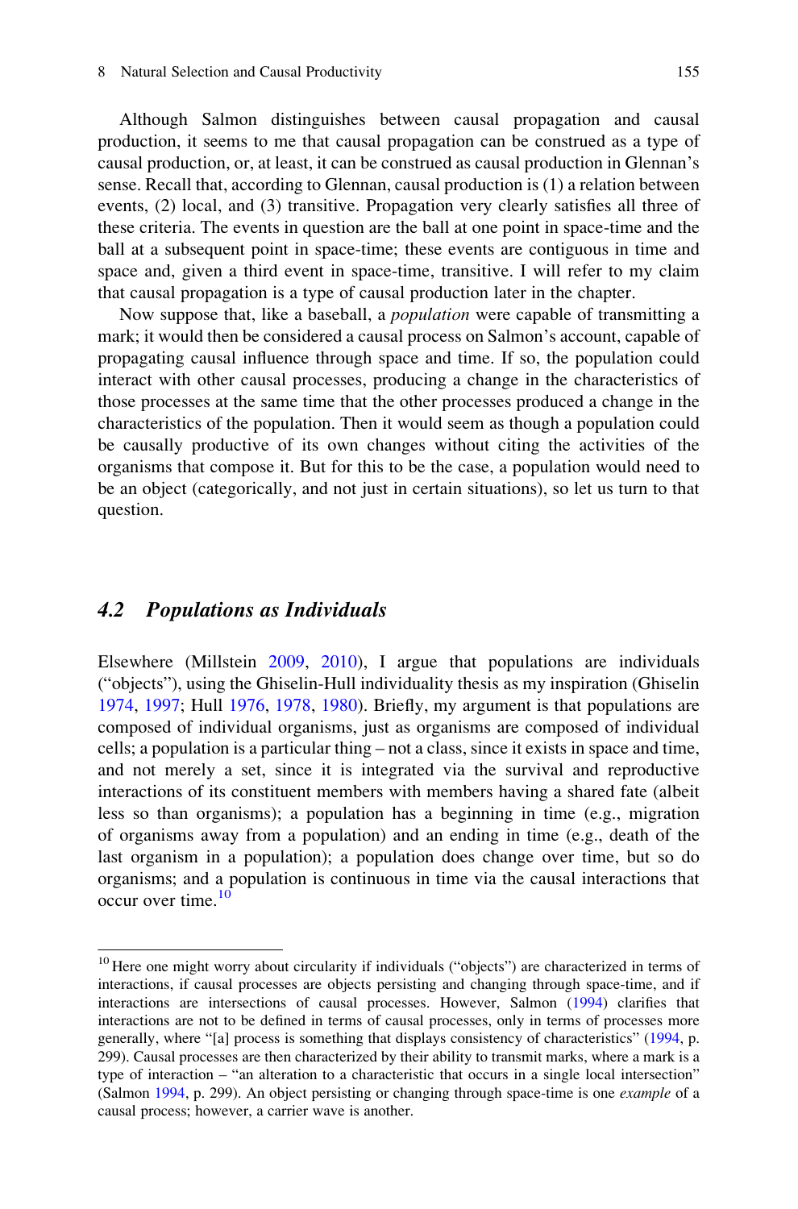Although Salmon distinguishes between causal propagation and causal production, it seems to me that causal propagation can be construed as a type of causal production, or, at least, it can be construed as causal production in Glennan's sense. Recall that, according to Glennan, causal production is (1) a relation between events, (2) local, and (3) transitive. Propagation very clearly satisfies all three of these criteria. The events in question are the ball at one point in space-time and the ball at a subsequent point in space-time; these events are contiguous in time and space and, given a third event in space-time, transitive. I will refer to my claim that causal propagation is a type of causal production later in the chapter.

Now suppose that, like a baseball, a *population* were capable of transmitting a mark; it would then be considered a causal process on Salmon's account, capable of propagating causal influence through space and time. If so, the population could interact with other causal processes, producing a change in the characteristics of those processes at the same time that the other processes produced a change in the characteristics of the population. Then it would seem as though a population could be causally productive of its own changes without citing the activities of the organisms that compose it. But for this to be the case, a population would need to be an object (categorically, and not just in certain situations), so let us turn to that question.

### *4.2 Populations as Individuals*

Elsewhere (Millstein 2009, 2010), I argue that populations are individuals ("objects"), using the Ghiselin-Hull individuality thesis as my inspiration (Ghiselin 1974, 1997; Hull 1976, 1978, 1980). Briefly, my argument is that populations are composed of individual organisms, just as organisms are composed of individual cells; a population is a particular thing – not a class, since it exists in space and time, and not merely a set, since it is integrated via the survival and reproductive interactions of its constituent members with members having a shared fate (albeit less so than organisms); a population has a beginning in time (e.g., migration of organisms away from a population) and an ending in time (e.g., death of the last organism in a population); a population does change over time, but so do organisms; and a population is continuous in time via the causal interactions that occur over time.[10]

[10] Here one might worry about circularity if individuals ("objects") are characterized in terms of interactions, if causal processes are objects persisting and changing through space-time, and if interactions are intersections of causal processes. However, Salmon (1994) clarifies that interactions are not to be defined in terms of causal processes, only in terms of processes more generally, where "[a] process is something that displays consistency of characteristics" (1994, p. 299). Causal processes are then characterized by their ability to transmit marks, where a mark is a type of interaction – "an alteration to a characteristic that occurs in a single local intersection" (Salmon 1994, p. 299). An object persisting or changing through space-time is one *example* of a causal process; however, a carrier wave is another.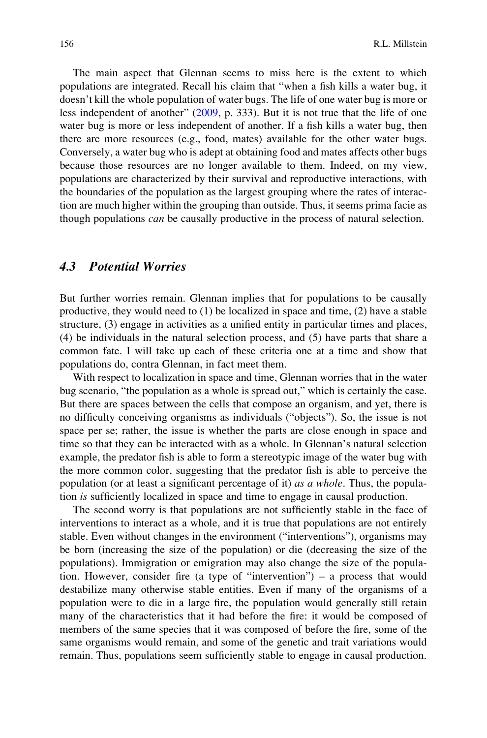The main aspect that Glennan seems to miss here is the extent to which populations are integrated. Recall his claim that "when a fish kills a water bug, it doesn't kill the whole population of water bugs. The life of one water bug is more or less independent of another" (2009, p. 333). But it is not true that the life of one water bug is more or less independent of another. If a fish kills a water bug, then there are more resources (e.g., food, mates) available for the other water bugs. Conversely, a water bug who is adept at obtaining food and mates affects other bugs because those resources are no longer available to them. Indeed, on my view, populations are characterized by their survival and reproductive interactions, with the boundaries of the population as the largest grouping where the rates of interaction are much higher within the grouping than outside. Thus, it seems prima facie as though populations *can* be causally productive in the process of natural selection.

### 4.3 Potential Worries

But further worries remain. Glennan implies that for populations to be causally productive, they would need to (1) be localized in space and time, (2) have a stable structure, (3) engage in activities as a unified entity in particular times and places, (4) be individuals in the natural selection process, and (5) have parts that share a common fate. I will take up each of these criteria one at a time and show that populations do, contra Glennan, in fact meet them.

With respect to localization in space and time, Glennan worries that in the water bug scenario, "the population as a whole is spread out," which is certainly the case. But there are spaces between the cells that compose an organism, and yet, there is no difficulty conceiving organisms as individuals ("objects"). So, the issue is not space per se; rather, the issue is whether the parts are close enough in space and time so that they can be interacted with as a whole. In Glennan's natural selection example, the predator fish is able to form a stereotypic image of the water bug with the more common color, suggesting that the predator fish is able to perceive the population (or at least a significant percentage of it) *as a whole*. Thus, the population *is* sufficiently localized in space and time to engage in causal production.

The second worry is that populations are not sufficiently stable in the face of interventions to interact as a whole, and it is true that populations are not entirely stable. Even without changes in the environment ("interventions"), organisms may be born (increasing the size of the population) or die (decreasing the size of the populations). Immigration or emigration may also change the size of the population. However, consider fire (a type of "intervention") – a process that would destabilize many otherwise stable entities. Even if many of the organisms of a population were to die in a large fire, the population would generally still retain many of the characteristics that it had before the fire: it would be composed of members of the same species that it was composed of before the fire, some of the same organisms would remain, and some of the genetic and trait variations would remain. Thus, populations seem sufficiently stable to engage in causal production.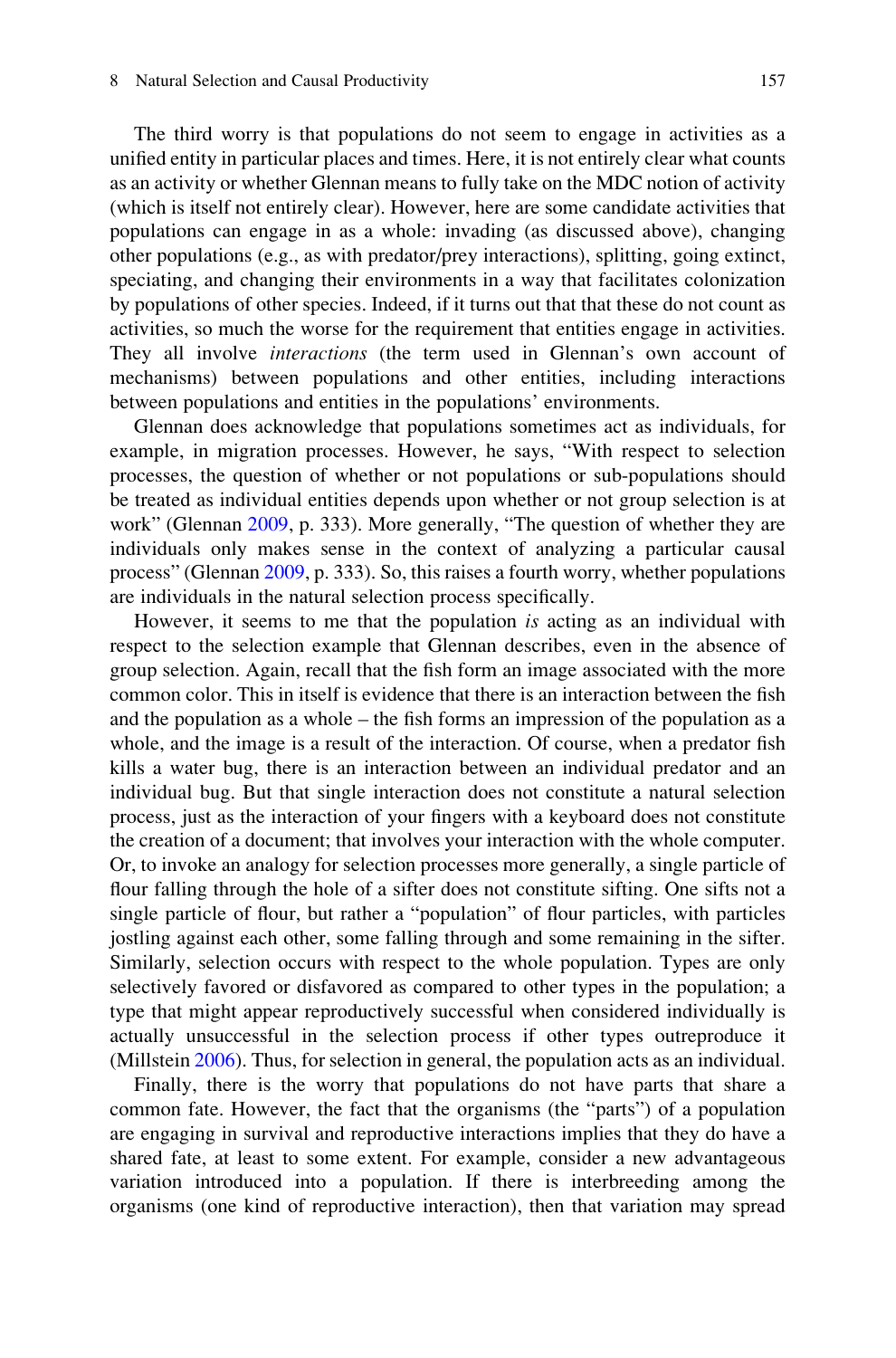The third worry is that populations do not seem to engage in activities as a unified entity in particular places and times. Here, it is not entirely clear what counts as an activity or whether Glennan means to fully take on the MDC notion of activity (which is itself not entirely clear). However, here are some candidate activities that populations can engage in as a whole: invading (as discussed above), changing other populations (e.g., as with predator/prey interactions), splitting, going extinct, speciating, and changing their environments in a way that facilitates colonization by populations of other species. Indeed, if it turns out that that these do not count as activities, so much the worse for the requirement that entities engage in activities. They all involve *interactions* (the term used in Glennan's own account of mechanisms) between populations and other entities, including interactions between populations and entities in the populations' environments.

Glennan does acknowledge that populations sometimes act as individuals, for example, in migration processes. However, he says, "With respect to selection processes, the question of whether or not populations or sub-populations should be treated as individual entities depends upon whether or not group selection is at work" (Glennan 2009, p. 333). More generally, "The question of whether they are individuals only makes sense in the context of analyzing a particular causal process" (Glennan 2009, p. 333). So, this raises a fourth worry, whether populations are individuals in the natural selection process specifically.

However, it seems to me that the population *is* acting as an individual with respect to the selection example that Glennan describes, even in the absence of group selection. Again, recall that the fish form an image associated with the more common color. This in itself is evidence that there is an interaction between the fish and the population as a whole – the fish forms an impression of the population as a whole, and the image is a result of the interaction. Of course, when a predator fish kills a water bug, there is an interaction between an individual predator and an individual bug. But that single interaction does not constitute a natural selection process, just as the interaction of your fingers with a keyboard does not constitute the creation of a document; that involves your interaction with the whole computer. Or, to invoke an analogy for selection processes more generally, a single particle of flour falling through the hole of a sifter does not constitute sifting. One sifts not a single particle of flour, but rather a "population" of flour particles, with particles jostling against each other, some falling through and some remaining in the sifter. Similarly, selection occurs with respect to the whole population. Types are only selectively favored or disfavored as compared to other types in the population; a type that might appear reproductively successful when considered individually is actually unsuccessful in the selection process if other types outreproduce it (Millstein 2006). Thus, for selection in general, the population acts as an individual.

Finally, there is the worry that populations do not have parts that share a common fate. However, the fact that the organisms (the "parts") of a population are engaging in survival and reproductive interactions implies that they do have a shared fate, at least to some extent. For example, consider a new advantageous variation introduced into a population. If there is interbreeding among the organisms (one kind of reproductive interaction), then that variation may spread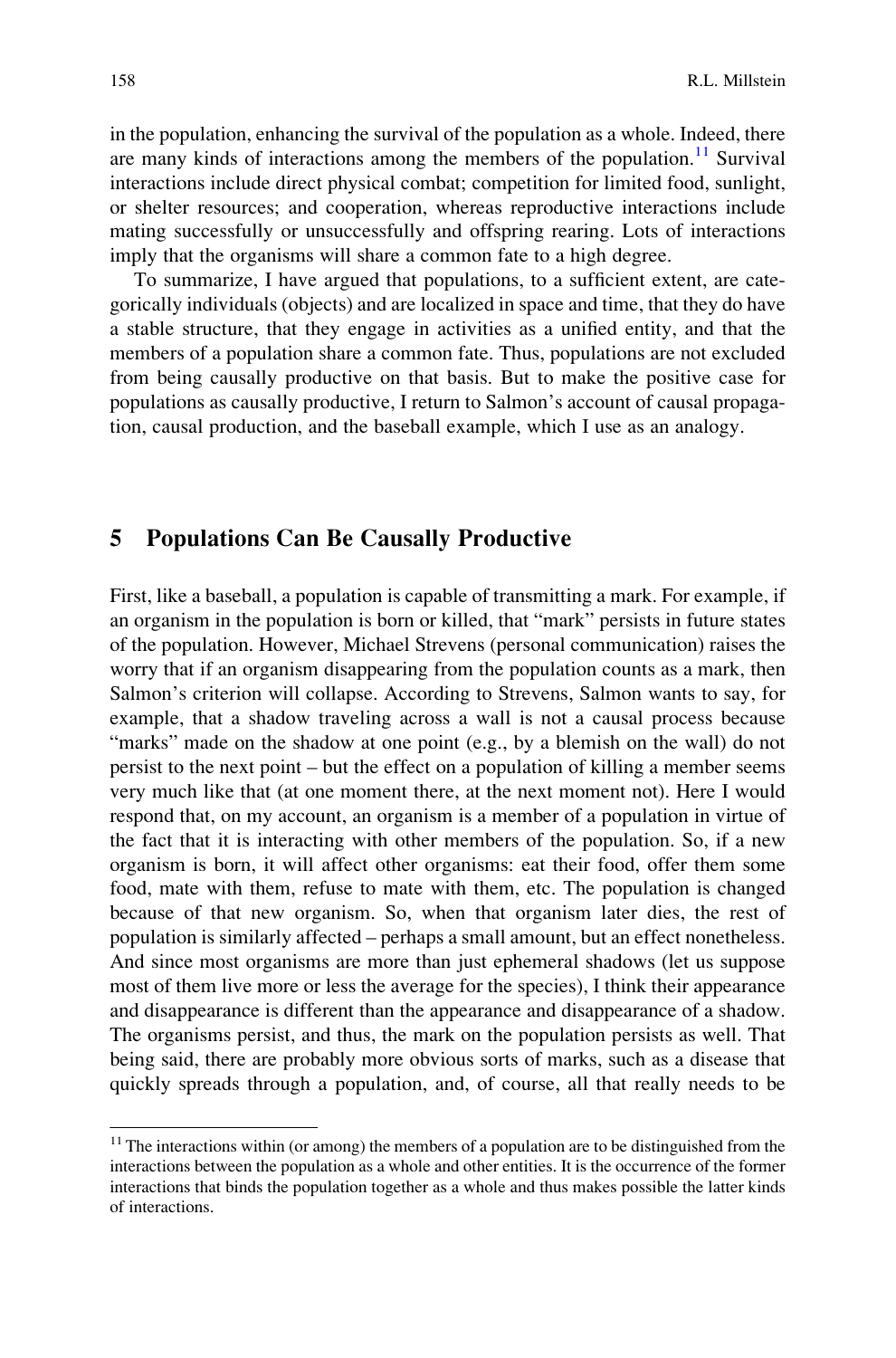in the population, enhancing the survival of the population as a whole. Indeed, there are many kinds of interactions among the members of the population.[11] Survival interactions include direct physical combat; competition for limited food, sunlight, or shelter resources; and cooperation, whereas reproductive interactions include mating successfully or unsuccessfully and offspring rearing. Lots of interactions imply that the organisms will share a common fate to a high degree.

To summarize, I have argued that populations, to a sufficient extent, are categorically individuals (objects) and are localized in space and time, that they do have a stable structure, that they engage in activities as a unified entity, and that the members of a population share a common fate. Thus, populations are not excluded from being causally productive on that basis. But to make the positive case for populations as causally productive, I return to Salmon's account of causal propagation, causal production, and the baseball example, which I use as an analogy.

## 5 Populations Can Be Causally Productive

First, like a baseball, a population is capable of transmitting a mark. For example, if an organism in the population is born or killed, that "mark" persists in future states of the population. However, Michael Strevens (personal communication) raises the worry that if an organism disappearing from the population counts as a mark, then Salmon's criterion will collapse. According to Strevens, Salmon wants to say, for example, that a shadow traveling across a wall is not a causal process because "marks" made on the shadow at one point (e.g., by a blemish on the wall) do not persist to the next point – but the effect on a population of killing a member seems very much like that (at one moment there, at the next moment not). Here I would respond that, on my account, an organism is a member of a population in virtue of the fact that it is interacting with other members of the population. So, if a new organism is born, it will affect other organisms: eat their food, offer them some food, mate with them, refuse to mate with them, etc. The population is changed because of that new organism. So, when that organism later dies, the rest of population is similarly affected – perhaps a small amount, but an effect nonetheless. And since most organisms are more than just ephemeral shadows (let us suppose most of them live more or less the average for the species), I think their appearance and disappearance is different than the appearance and disappearance of a shadow. The organisms persist, and thus, the mark on the population persists as well. That being said, there are probably more obvious sorts of marks, such as a disease that quickly spreads through a population, and, of course, all that really needs to be

[11] The interactions within (or among) the members of a population are to be distinguished from the interactions between the population as a whole and other entities. It is the occurrence of the former interactions that binds the population together as a whole and thus makes possible the latter kinds of interactions.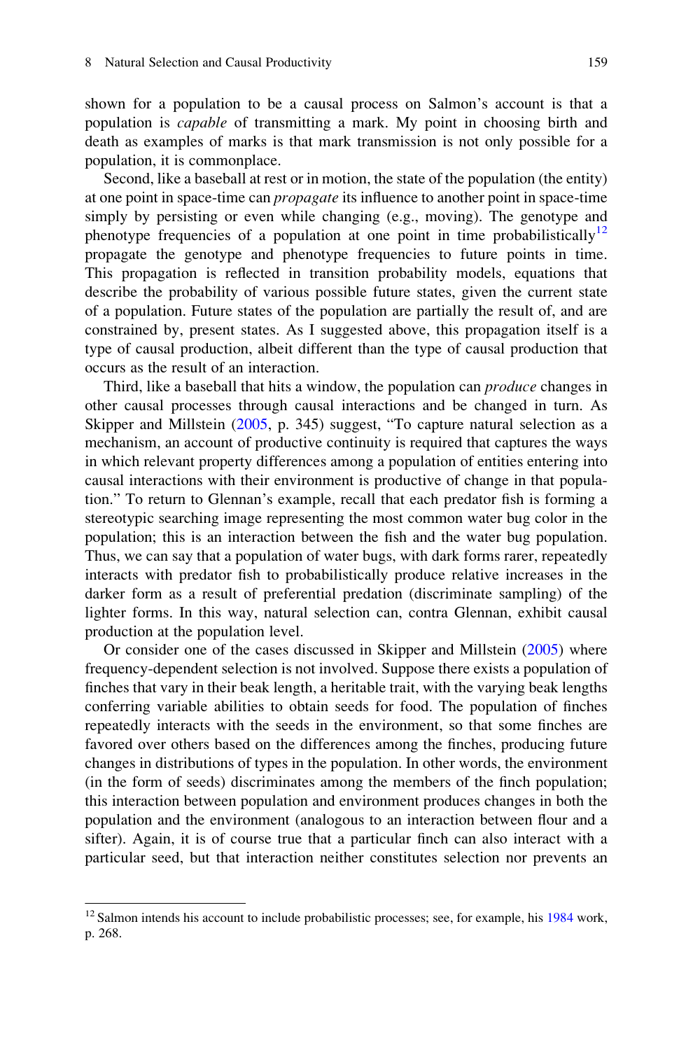shown for a population to be a causal process on Salmon's account is that a population is *capable* of transmitting a mark. My point in choosing birth and death as examples of marks is that mark transmission is not only possible for a population, it is commonplace.

Second, like a baseball at rest or in motion, the state of the population (the entity) at one point in space-time can *propagate* its influence to another point in space-time simply by persisting or even while changing (e.g., moving). The genotype and phenotype frequencies of a population at one point in time probabilistically[12] propagate the genotype and phenotype frequencies to future points in time. This propagation is reflected in transition probability models, equations that describe the probability of various possible future states, given the current state of a population. Future states of the population are partially the result of, and are constrained by, present states. As I suggested above, this propagation itself is a type of causal production, albeit different than the type of causal production that occurs as the result of an interaction.

Third, like a baseball that hits a window, the population can *produce* changes in other causal processes through causal interactions and be changed in turn. As Skipper and Millstein (2005, p. 345) suggest, "To capture natural selection as a mechanism, an account of productive continuity is required that captures the ways in which relevant property differences among a population of entities entering into causal interactions with their environment is productive of change in that population." To return to Glennan's example, recall that each predator fish is forming a stereotypic searching image representing the most common water bug color in the population; this is an interaction between the fish and the water bug population. Thus, we can say that a population of water bugs, with dark forms rarer, repeatedly interacts with predator fish to probabilistically produce relative increases in the darker form as a result of preferential predation (discriminate sampling) of the lighter forms. In this way, natural selection can, contra Glennan, exhibit causal production at the population level.

Or consider one of the cases discussed in Skipper and Millstein (2005) where frequency-dependent selection is not involved. Suppose there exists a population of finches that vary in their beak length, a heritable trait, with the varying beak lengths conferring variable abilities to obtain seeds for food. The population of finches repeatedly interacts with the seeds in the environment, so that some finches are favored over others based on the differences among the finches, producing future changes in distributions of types in the population. In other words, the environment (in the form of seeds) discriminates among the members of the finch population; this interaction between population and environment produces changes in both the population and the environment (analogous to an interaction between flour and a sifter). Again, it is of course true that a particular finch can also interact with a particular seed, but that interaction neither constitutes selection nor prevents an

[12] Salmon intends his account to include probabilistic processes; see, for example, his 1984 work, p. 268.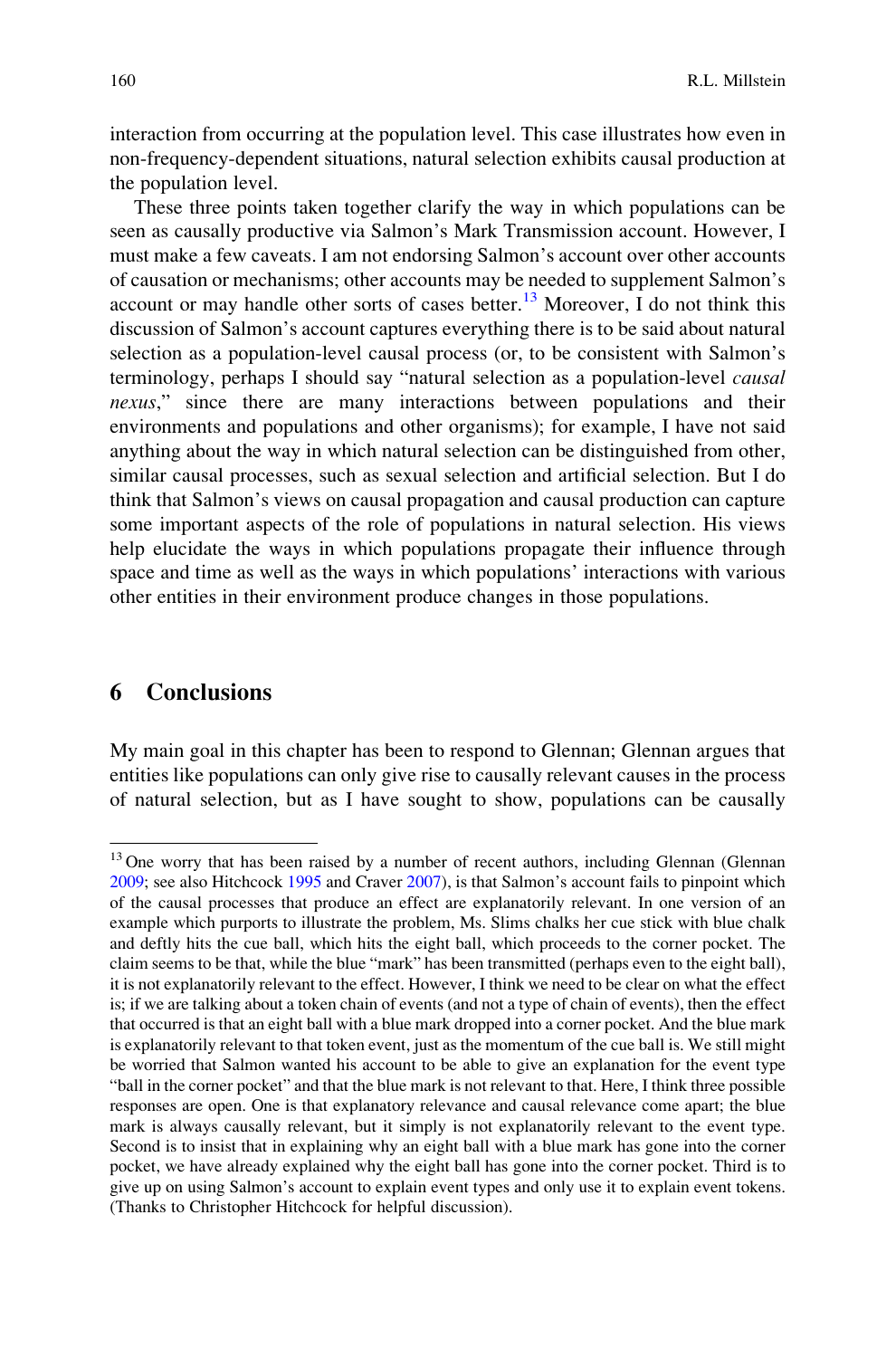interaction from occurring at the population level. This case illustrates how even in non-frequency-dependent situations, natural selection exhibits causal production at the population level.

These three points taken together clarify the way in which populations can be seen as causally productive via Salmon's Mark Transmission account. However, I must make a few caveats. I am not endorsing Salmon's account over other accounts of causation or mechanisms; other accounts may be needed to supplement Salmon's account or may handle other sorts of cases better.[13] Moreover, I do not think this discussion of Salmon's account captures everything there is to be said about natural selection as a population-level causal process (or, to be consistent with Salmon's terminology, perhaps I should say "natural selection as a population-level *causal nexus*," since there are many interactions between populations and their environments and populations and other organisms); for example, I have not said anything about the way in which natural selection can be distinguished from other, similar causal processes, such as sexual selection and artificial selection. But I do think that Salmon's views on causal propagation and causal production can capture some important aspects of the role of populations in natural selection. His views help elucidate the ways in which populations propagate their influence through space and time as well as the ways in which populations' interactions with various other entities in their environment produce changes in those populations.

## 6 Conclusions

My main goal in this chapter has been to respond to Glennan; Glennan argues that entities like populations can only give rise to causally relevant causes in the process of natural selection, but as I have sought to show, populations can be causally

---

[13] One worry that has been raised by a number of recent authors, including Glennan (Glennan 2009; see also Hitchcock 1995 and Craver 2007), is that Salmon's account fails to pinpoint which of the causal processes that produce an effect are explanatorily relevant. In one version of an example which purports to illustrate the problem, Ms. Slims chalks her cue stick with blue chalk and deftly hits the cue ball, which hits the eight ball, which proceeds to the corner pocket. The claim seems to be that, while the blue "mark" has been transmitted (perhaps even to the eight ball), it is not explanatorily relevant to the effect. However, I think we need to be clear on what the effect is; if we are talking about a token chain of events (and not a type of chain of events), then the effect that occurred is that an eight ball with a blue mark dropped into a corner pocket. And the blue mark is explanatorily relevant to that token event, just as the momentum of the cue ball is. We still might be worried that Salmon wanted his account to be able to give an explanation for the event type "ball in the corner pocket" and that the blue mark is not relevant to that. Here, I think three possible responses are open. One is that explanatory relevance and causal relevance come apart; the blue mark is always causally relevant, but it simply is not explanatorily relevant to the event type. Second is to insist that in explaining why an eight ball with a blue mark has gone into the corner pocket, we have already explained why the eight ball has gone into the corner pocket. Third is to give up on using Salmon's account to explain event types and only use it to explain event tokens. (Thanks to Christopher Hitchcock for helpful discussion).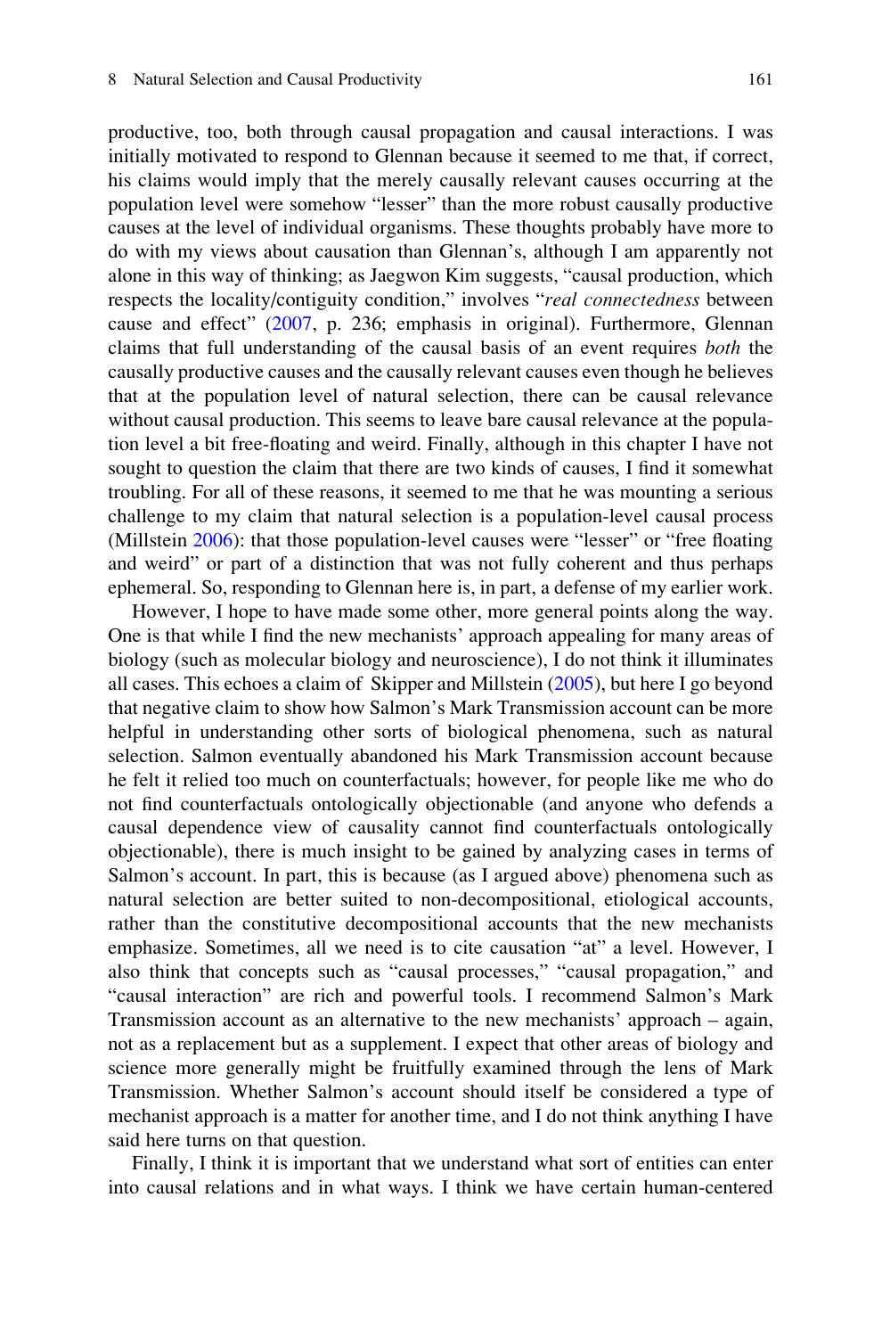productive, too, both through causal propagation and causal interactions. I was initially motivated to respond to Glennan because it seemed to me that, if correct, his claims would imply that the merely causally relevant causes occurring at the population level were somehow "lesser" than the more robust causally productive causes at the level of individual organisms. These thoughts probably have more to do with my views about causation than Glennan's, although I am apparently not alone in this way of thinking; as Jaegwon Kim suggests, "causal production, which respects the locality/contiguity condition," involves "*real connectedness* between cause and effect" (2007, p. 236; emphasis in original). Furthermore, Glennan claims that full understanding of the causal basis of an event requires *both* the causally productive causes and the causally relevant causes even though he believes that at the population level of natural selection, there can be causal relevance without causal production. This seems to leave bare causal relevance at the population level a bit free-floating and weird. Finally, although in this chapter I have not sought to question the claim that there are two kinds of causes, I find it somewhat troubling. For all of these reasons, it seemed to me that he was mounting a serious challenge to my claim that natural selection is a population-level causal process (Millstein 2006): that those population-level causes were "lesser" or "free floating and weird" or part of a distinction that was not fully coherent and thus perhaps ephemeral. So, responding to Glennan here is, in part, a defense of my earlier work.

However, I hope to have made some other, more general points along the way. One is that while I find the new mechanists' approach appealing for many areas of biology (such as molecular biology and neuroscience), I do not think it illuminates all cases. This echoes a claim of Skipper and Millstein (2005), but here I go beyond that negative claim to show how Salmon's Mark Transmission account can be more helpful in understanding other sorts of biological phenomena, such as natural selection. Salmon eventually abandoned his Mark Transmission account because he felt it relied too much on counterfactuals; however, for people like me who do not find counterfactuals ontologically objectionable (and anyone who defends a causal dependence view of causality cannot find counterfactuals ontologically objectionable), there is much insight to be gained by analyzing cases in terms of Salmon's account. In part, this is because (as I argued above) phenomena such as natural selection are better suited to non-decompositional, etiological accounts, rather than the constitutive decompositional accounts that the new mechanists emphasize. Sometimes, all we need is to cite causation "at" a level. However, I also think that concepts such as "causal processes," "causal propagation," and "causal interaction" are rich and powerful tools. I recommend Salmon's Mark Transmission account as an alternative to the new mechanists' approach – again, not as a replacement but as a supplement. I expect that other areas of biology and science more generally might be fruitfully examined through the lens of Mark Transmission. Whether Salmon's account should itself be considered a type of mechanist approach is a matter for another time, and I do not think anything I have said here turns on that question.

Finally, I think it is important that we understand what sort of entities can enter into causal relations and in what ways. I think we have certain human-centered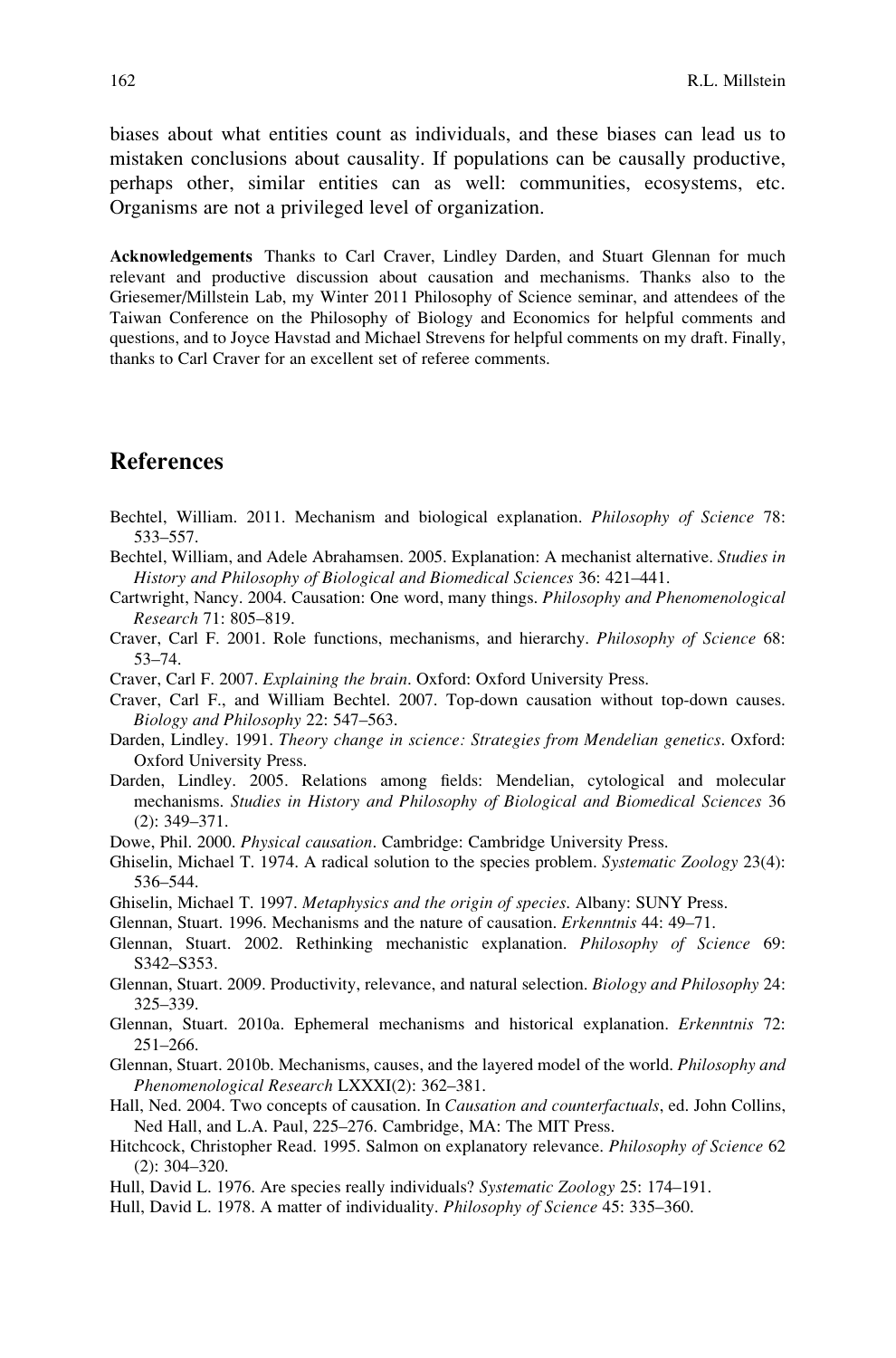biases about what entities count as individuals, and these biases can lead us to mistaken conclusions about causality. If populations can be causally productive, perhaps other, similar entities can as well: communities, ecosystems, etc. Organisms are not a privileged level of organization.

**Acknowledgements** Thanks to Carl Craver, Lindley Darden, and Stuart Glennan for much relevant and productive discussion about causation and mechanisms. Thanks also to the Griesemer/Millstein Lab, my Winter 2011 Philosophy of Science seminar, and attendees of the Taiwan Conference on the Philosophy of Biology and Economics for helpful comments and questions, and to Joyce Havstad and Michael Strevens for helpful comments on my draft. Finally, thanks to Carl Craver for an excellent set of referee comments.

## References

Bechtel, William. 2011. Mechanism and biological explanation. *Philosophy of Science* 78: 533–557.

Bechtel, William, and Adele Abrahamsen. 2005. Explanation: A mechanist alternative. *Studies in History and Philosophy of Biological and Biomedical Sciences* 36: 421–441.

Cartwright, Nancy. 2004. Causation: One word, many things. *Philosophy and Phenomenological Research* 71: 805–819.

Craver, Carl F. 2001. Role functions, mechanisms, and hierarchy. *Philosophy of Science* 68: 53–74.

Craver, Carl F. 2007. *Explaining the brain*. Oxford: Oxford University Press.

Craver, Carl F., and William Bechtel. 2007. Top-down causation without top-down causes. *Biology and Philosophy* 22: 547–563.

Darden, Lindley. 1991. *Theory change in science: Strategies from Mendelian genetics*. Oxford: Oxford University Press.

Darden, Lindley. 2005. Relations among fields: Mendelian, cytological and molecular mechanisms. *Studies in History and Philosophy of Biological and Biomedical Sciences* 36 (2): 349–371.

Dowe, Phil. 2000. *Physical causation*. Cambridge: Cambridge University Press.

Ghiselin, Michael T. 1974. A radical solution to the species problem. *Systematic Zoology* 23(4): 536–544.

Ghiselin, Michael T. 1997. *Metaphysics and the origin of species*. Albany: SUNY Press.

Glennan, Stuart. 1996. Mechanisms and the nature of causation. *Erkenntnis* 44: 49–71.

Glennan, Stuart. 2002. Rethinking mechanistic explanation. *Philosophy of Science* 69: S342–S353.

Glennan, Stuart. 2009. Productivity, relevance, and natural selection. *Biology and Philosophy* 24: 325–339.

Glennan, Stuart. 2010a. Ephemeral mechanisms and historical explanation. *Erkenntnis* 72: 251–266.

Glennan, Stuart. 2010b. Mechanisms, causes, and the layered model of the world. *Philosophy and Phenomenological Research* LXXXI(2): 362–381.

Hall, Ned. 2004. Two concepts of causation. In *Causation and counterfactuals*, ed. John Collins, Ned Hall, and L.A. Paul, 225–276. Cambridge, MA: The MIT Press.

Hitchcock, Christopher Read. 1995. Salmon on explanatory relevance. *Philosophy of Science* 62 (2): 304–320.

Hull, David L. 1976. Are species really individuals? *Systematic Zoology* 25: 174–191.

Hull, David L. 1978. A matter of individuality. *Philosophy of Science* 45: 335–360.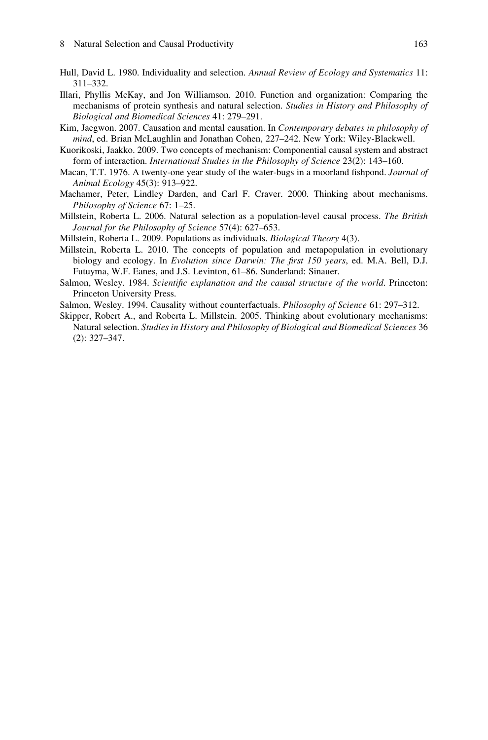Hull, David L. 1980. Individuality and selection. *Annual Review of Ecology and Systematics* 11: 311–332.

Illari, Phyllis McKay, and Jon Williamson. 2010. Function and organization: Comparing the mechanisms of protein synthesis and natural selection. *Studies in History and Philosophy of Biological and Biomedical Sciences* 41: 279–291.

Kim, Jaegwon. 2007. Causation and mental causation. In *Contemporary debates in philosophy of mind*, ed. Brian McLaughlin and Jonathan Cohen, 227–242. New York: Wiley-Blackwell.

Kuorikoski, Jaakko. 2009. Two concepts of mechanism: Componential causal system and abstract form of interaction. *International Studies in the Philosophy of Science* 23(2): 143–160.

Macan, T.T. 1976. A twenty-one year study of the water-bugs in a moorland fishpond. *Journal of Animal Ecology* 45(3): 913–922.

Machamer, Peter, Lindley Darden, and Carl F. Craver. 2000. Thinking about mechanisms. *Philosophy of Science* 67: 1–25.

Millstein, Roberta L. 2006. Natural selection as a population-level causal process. *The British Journal for the Philosophy of Science* 57(4): 627–653.

Millstein, Roberta L. 2009. Populations as individuals. *Biological Theory* 4(3).

Millstein, Roberta L. 2010. The concepts of population and metapopulation in evolutionary biology and ecology. In *Evolution since Darwin: The first 150 years*, ed. M.A. Bell, D.J. Futuyma, W.F. Eanes, and J.S. Levinton, 61–86. Sunderland: Sinauer.

Salmon, Wesley. 1984. *Scientific explanation and the causal structure of the world*. Princeton: Princeton University Press.

Salmon, Wesley. 1994. Causality without counterfactuals. *Philosophy of Science* 61: 297–312.

Skipper, Robert A., and Roberta L. Millstein. 2005. Thinking about evolutionary mechanisms: Natural selection. *Studies in History and Philosophy of Biological and Biomedical Sciences* 36 (2): 327–347.